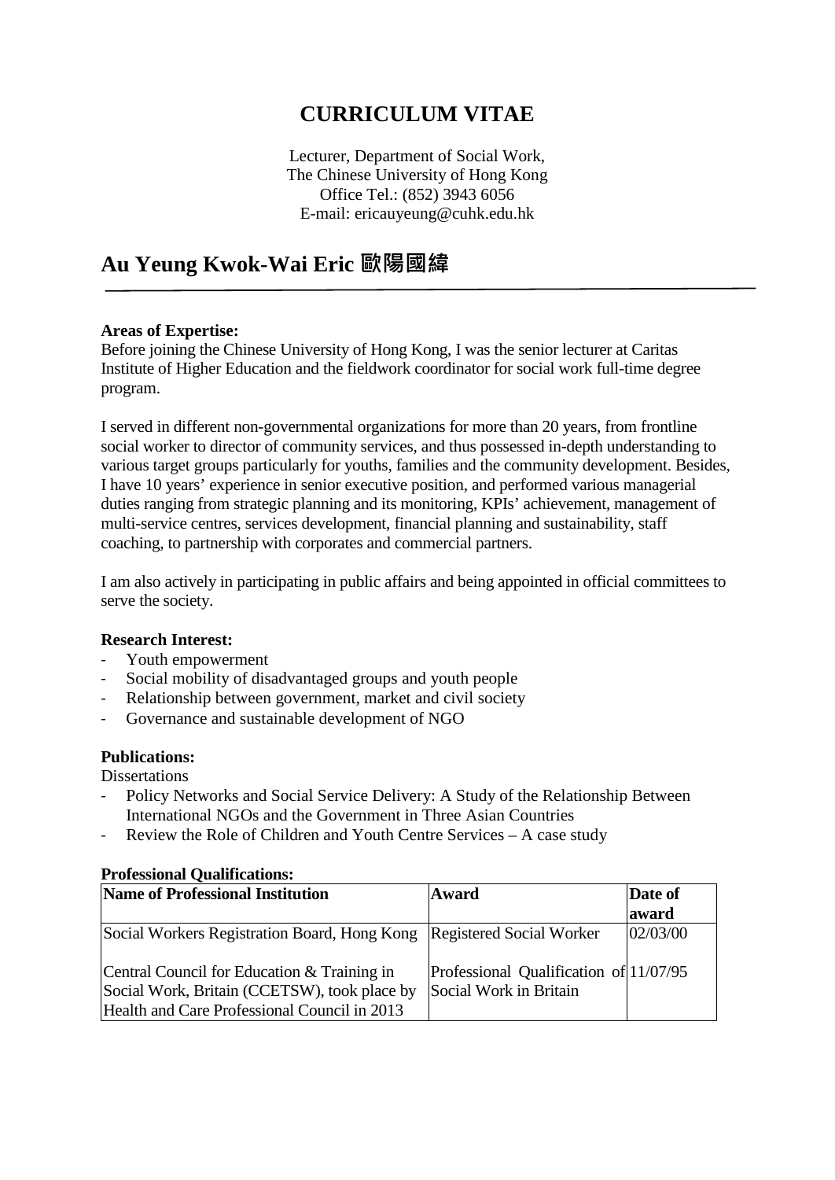# CURRICULUM VITAE

Lecturer, Department of Social Work,
The Chinese University of Hong Kong
Office Tel.: (852) 3943 6056
E-mail: ericauyeung@cuhk.edu.hk

## Au Yeung Kwok-Wai Eric 歐陽國緯

**Areas of Expertise:**
Before joining the Chinese University of Hong Kong, I was the senior lecturer at Caritas Institute of Higher Education and the fieldwork coordinator for social work full-time degree program.

I served in different non-governmental organizations for more than 20 years, from frontline social worker to director of community services, and thus possessed in-depth understanding to various target groups particularly for youths, families and the community development. Besides, I have 10 years' experience in senior executive position, and performed various managerial duties ranging from strategic planning and its monitoring, KPIs' achievement, management of multi-service centres, services development, financial planning and sustainability, staff coaching, to partnership with corporates and commercial partners.

I am also actively in participating in public affairs and being appointed in official committees to serve the society.

**Research Interest:**
- Youth empowerment
- Social mobility of disadvantaged groups and youth people
- Relationship between government, market and civil society
- Governance and sustainable development of NGO

**Publications:**
Dissertations
- Policy Networks and Social Service Delivery: A Study of the Relationship Between International NGOs and the Government in Three Asian Countries
- Review the Role of Children and Youth Centre Services – A case study

**Professional Qualifications:**

| Name of Professional Institution | Award | Date of award |
|---|---|---|
| Social Workers Registration Board, Hong Kong | Registered Social Worker | 02/03/00 |
| Central Council for Education & Training in Social Work, Britain (CCETSW), took place by Health and Care Professional Council in 2013 | Professional Qualification of Social Work in Britain | 11/07/95 |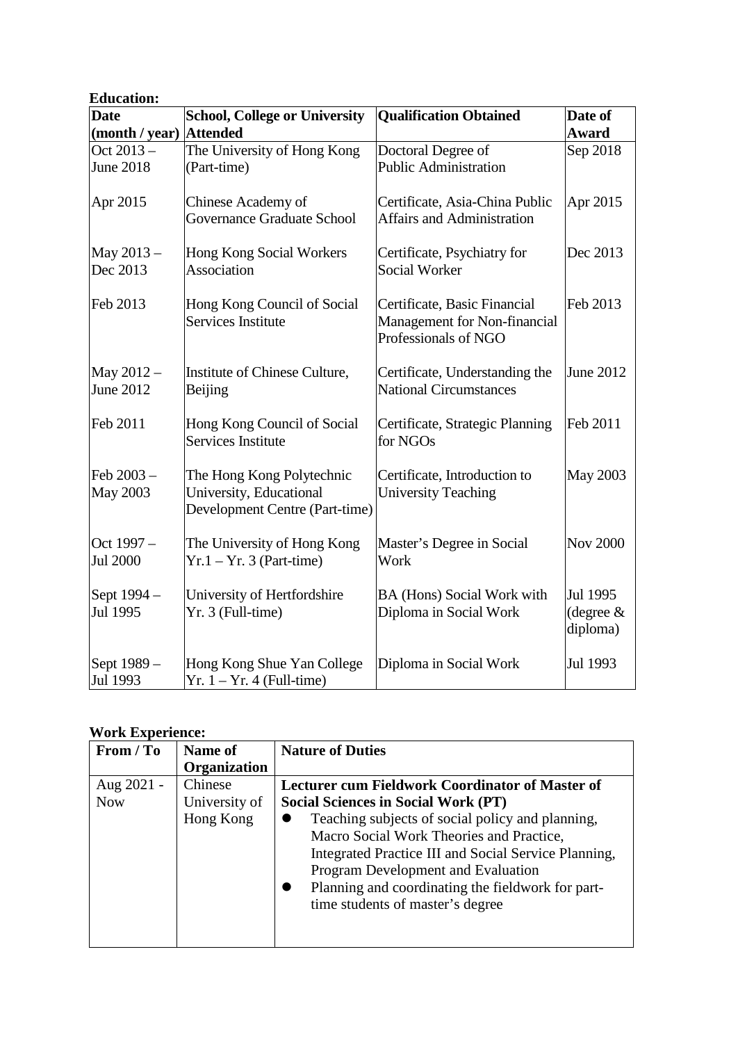**Education:**

| Date (month / year) | School, College or University Attended | Qualification Obtained | Date of Award |
|---|---|---|---|
| Oct 2013 – June 2018 | The University of Hong Kong (Part-time) | Doctoral Degree of Public Administration | Sep 2018 |
| Apr 2015 | Chinese Academy of Governance Graduate School | Certificate, Asia-China Public Affairs and Administration | Apr 2015 |
| May 2013 – Dec 2013 | Hong Kong Social Workers Association | Certificate, Psychiatry for Social Worker | Dec 2013 |
| Feb 2013 | Hong Kong Council of Social Services Institute | Certificate, Basic Financial Management for Non-financial Professionals of NGO | Feb 2013 |
| May 2012 – June 2012 | Institute of Chinese Culture, Beijing | Certificate, Understanding the National Circumstances | June 2012 |
| Feb 2011 | Hong Kong Council of Social Services Institute | Certificate, Strategic Planning for NGOs | Feb 2011 |
| Feb 2003 – May 2003 | The Hong Kong Polytechnic University, Educational Development Centre (Part-time) | Certificate, Introduction to University Teaching | May 2003 |
| Oct 1997 – Jul 2000 | The University of Hong Kong Yr.1 – Yr. 3 (Part-time) | Master's Degree in Social Work | Nov 2000 |
| Sept 1994 – Jul 1995 | University of Hertfordshire Yr. 3 (Full-time) | BA (Hons) Social Work with Diploma in Social Work | Jul 1995 (degree & diploma) |
| Sept 1989 – Jul 1993 | Hong Kong Shue Yan College Yr. 1 – Yr. 4 (Full-time) | Diploma in Social Work | Jul 1993 |

**Work Experience:**

| From / To | Name of Organization | Nature of Duties |
|---|---|---|
| Aug 2021 - Now | Chinese University of Hong Kong | **Lecturer cum Fieldwork Coordinator of Master of Social Sciences in Social Work (PT)**<br>• Teaching subjects of social policy and planning, Macro Social Work Theories and Practice, Integrated Practice III and Social Service Planning, Program Development and Evaluation<br>• Planning and coordinating the fieldwork for part-time students of master's degree |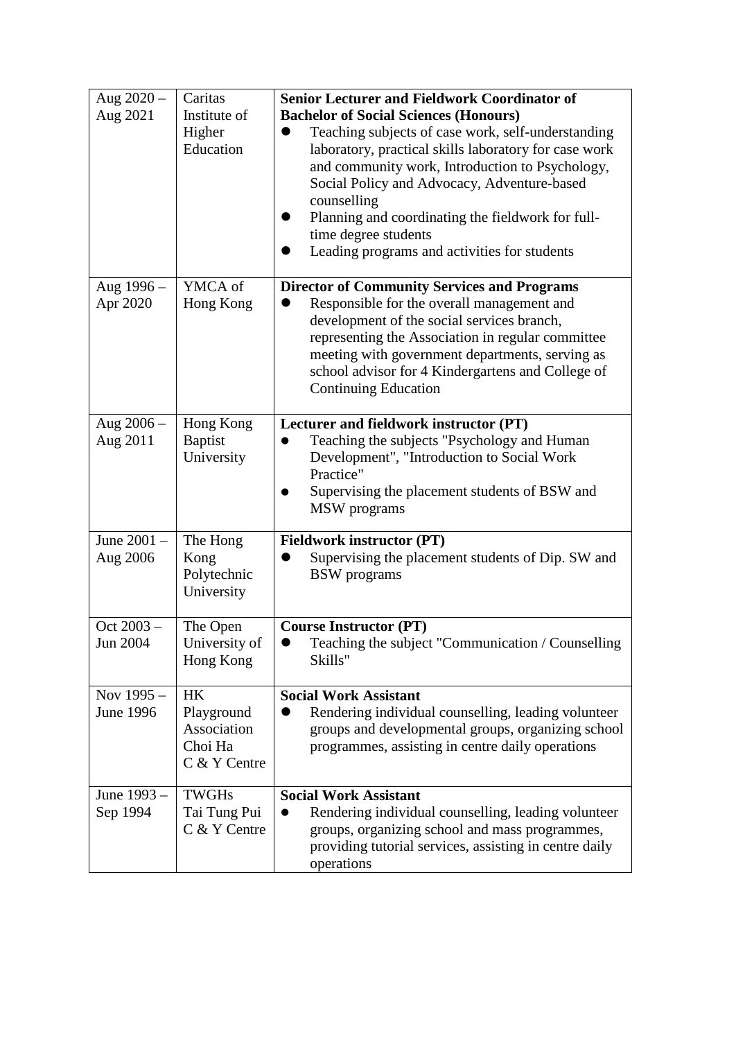| | | |
|---|---|---|
| Aug 2020 – Aug 2021 | Caritas Institute of Higher Education | **Senior Lecturer and Fieldwork Coordinator of Bachelor of Social Sciences (Honours)**<br>● Teaching subjects of case work, self-understanding laboratory, practical skills laboratory for case work and community work, Introduction to Psychology, Social Policy and Advocacy, Adventure-based counselling<br>● Planning and coordinating the fieldwork for full-time degree students<br>● Leading programs and activities for students |
| Aug 1996 – Apr 2020 | YMCA of Hong Kong | **Director of Community Services and Programs**<br>● Responsible for the overall management and development of the social services branch, representing the Association in regular committee meeting with government departments, serving as school advisor for 4 Kindergartens and College of Continuing Education |
| Aug 2006 – Aug 2011 | Hong Kong Baptist University | **Lecturer and fieldwork instructor (PT)**<br>● Teaching the subjects "Psychology and Human Development", "Introduction to Social Work Practice"<br>● Supervising the placement students of BSW and MSW programs |
| June 2001 – Aug 2006 | The Hong Kong Polytechnic University | **Fieldwork instructor (PT)**<br>● Supervising the placement students of Dip. SW and BSW programs |
| Oct 2003 – Jun 2004 | The Open University of Hong Kong | **Course Instructor (PT)**<br>● Teaching the subject "Communication / Counselling Skills" |
| Nov 1995 – June 1996 | HK Playground Association Choi Ha C & Y Centre | **Social Work Assistant**<br>● Rendering individual counselling, leading volunteer groups and developmental groups, organizing school programmes, assisting in centre daily operations |
| June 1993 – Sep 1994 | TWGHs Tai Tung Pui C & Y Centre | **Social Work Assistant**<br>● Rendering individual counselling, leading volunteer groups, organizing school and mass programmes, providing tutorial services, assisting in centre daily operations |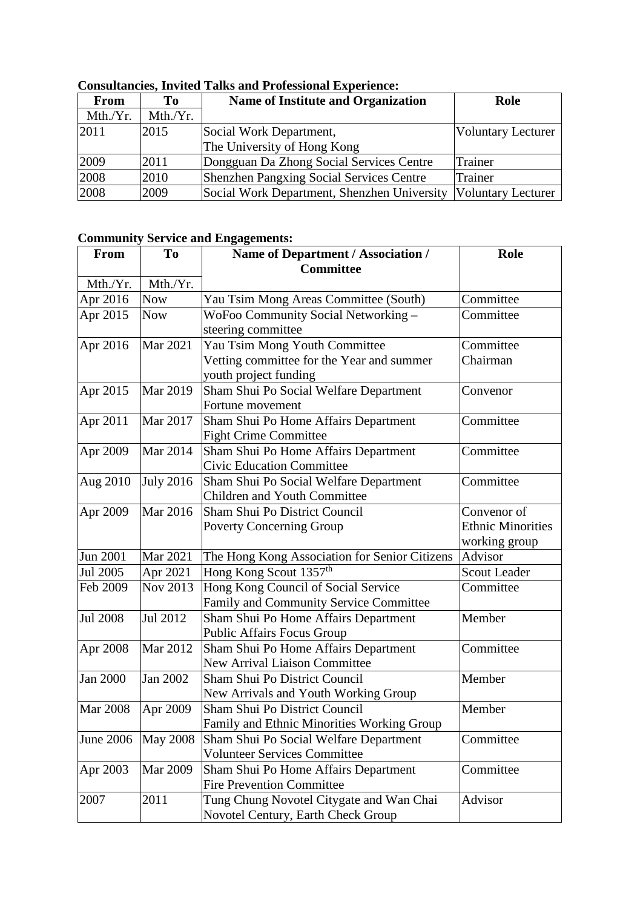**Consultancies, Invited Talks and Professional Experience:**

| From | To | Name of Institute and Organization | Role |
|---|---|---|---|
| Mth./Yr. | Mth./Yr. | | |
| 2011 | 2015 | Social Work Department, The University of Hong Kong | Voluntary Lecturer |
| 2009 | 2011 | Dongguan Da Zhong Social Services Centre | Trainer |
| 2008 | 2010 | Shenzhen Pangxing Social Services Centre | Trainer |
| 2008 | 2009 | Social Work Department, Shenzhen University | Voluntary Lecturer |

**Community Service and Engagements:**

| From | To | Name of Department / Association / Committee | Role |
|---|---|---|---|
| Mth./Yr. | Mth./Yr. | | |
| Apr 2016 | Now | Yau Tsim Mong Areas Committee (South) | Committee |
| Apr 2015 | Now | WoFoo Community Social Networking – steering committee | Committee |
| Apr 2016 | Mar 2021 | Yau Tsim Mong Youth Committee Vetting committee for the Year and summer youth project funding | Committee Chairman |
| Apr 2015 | Mar 2019 | Sham Shui Po Social Welfare Department Fortune movement | Convenor |
| Apr 2011 | Mar 2017 | Sham Shui Po Home Affairs Department Fight Crime Committee | Committee |
| Apr 2009 | Mar 2014 | Sham Shui Po Home Affairs Department Civic Education Committee | Committee |
| Aug 2010 | July 2016 | Sham Shui Po Social Welfare Department Children and Youth Committee | Committee |
| Apr 2009 | Mar 2016 | Sham Shui Po District Council Poverty Concerning Group | Convenor of Ethnic Minorities working group |
| Jun 2001 | Mar 2021 | The Hong Kong Association for Senior Citizens | Advisor |
| Jul 2005 | Apr 2021 | Hong Kong Scout 1357th | Scout Leader |
| Feb 2009 | Nov 2013 | Hong Kong Council of Social Service Family and Community Service Committee | Committee |
| Jul 2008 | Jul 2012 | Sham Shui Po Home Affairs Department Public Affairs Focus Group | Member |
| Apr 2008 | Mar 2012 | Sham Shui Po Home Affairs Department New Arrival Liaison Committee | Committee |
| Jan 2000 | Jan 2002 | Sham Shui Po District Council New Arrivals and Youth Working Group | Member |
| Mar 2008 | Apr 2009 | Sham Shui Po District Council Family and Ethnic Minorities Working Group | Member |
| June 2006 | May 2008 | Sham Shui Po Social Welfare Department Volunteer Services Committee | Committee |
| Apr 2003 | Mar 2009 | Sham Shui Po Home Affairs Department Fire Prevention Committee | Committee |
| 2007 | 2011 | Tung Chung Novotel Citygate and Wan Chai Novotel Century, Earth Check Group | Advisor |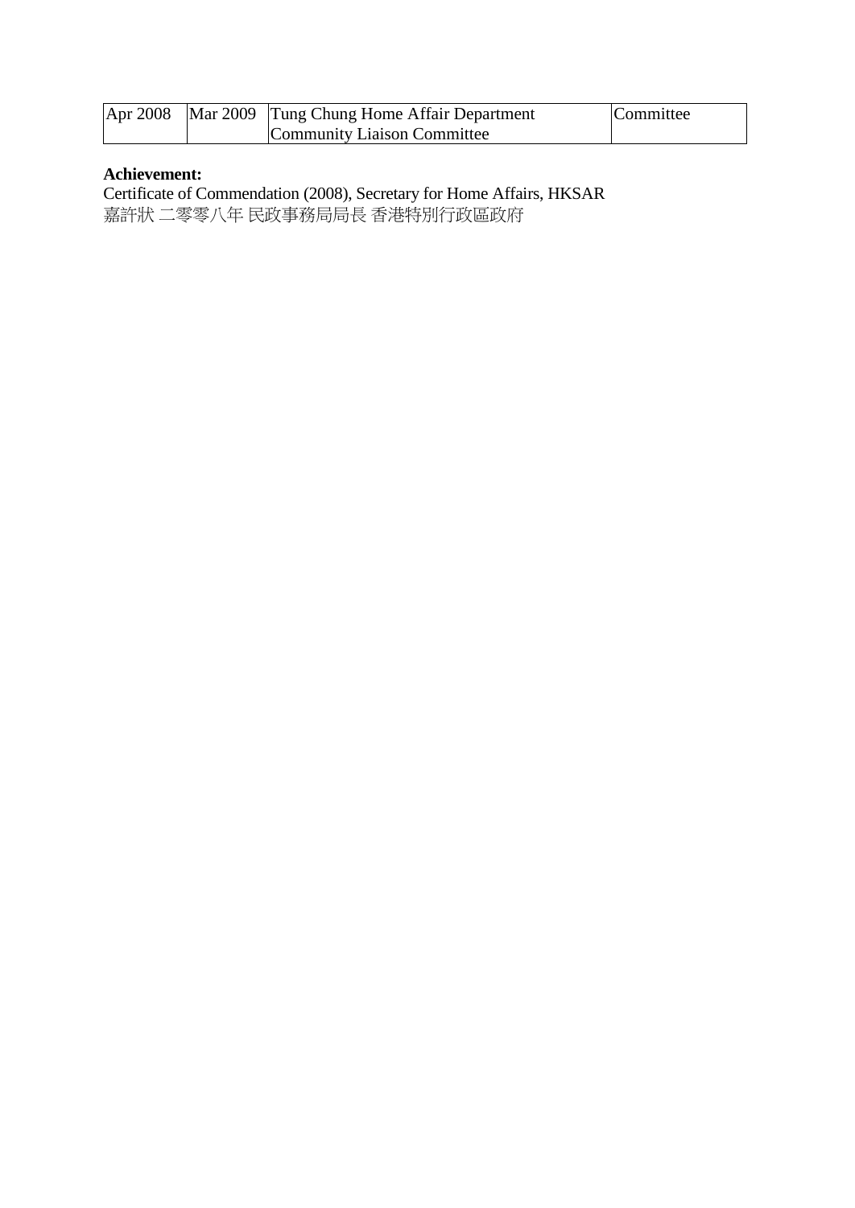| | | | |
|---|---|---|---|
| Apr 2008 | Mar 2009 | Tung Chung Home Affair Department Community Liaison Committee | Committee |

**Achievement:**

Certificate of Commendation (2008), Secretary for Home Affairs, HKSAR
嘉許狀 二零零八年 民政事務局局長 香港特別行政區政府